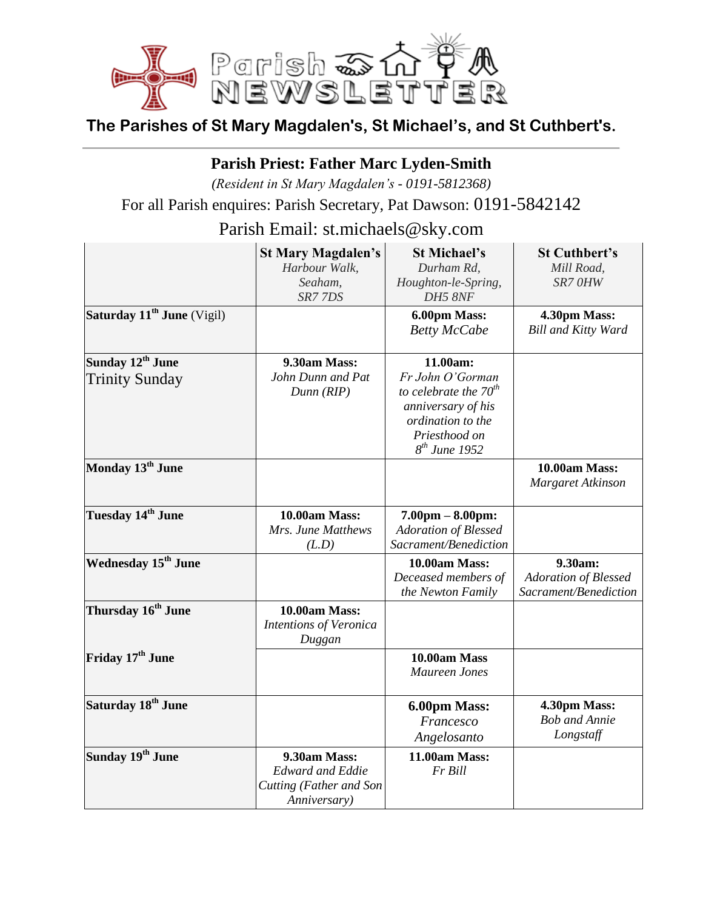# Parish NEWSLETTER

**The Parishes of St Mary Magdalen's, St Michael's, and St Cuthbert's.**

---

**Parish Priest: Father Marc Lyden-Smith**

*(Resident in St Mary Magdalen's - 0191-5812368)*

For all Parish enquires: Parish Secretary, Pat Dawson: 0191-5842142

Parish Email: st.michaels@sky.com

| | **St Mary Magdalen's** *Harbour Walk, Seaham, SR7 7DS* | **St Michael's** *Durham Rd, Houghton-le-Spring, DH5 8NF* | **St Cuthbert's** *Mill Road, SR7 0HW* |
|---|---|---|---|
| **Saturday 11th June** (Vigil) | | **6.00pm Mass:** *Betty McCabe* | **4.30pm Mass:** *Bill and Kitty Ward* |
| **Sunday 12th June** Trinity Sunday | **9.30am Mass:** *John Dunn and Pat Dunn (RIP)* | **11.00am:** *Fr John O'Gorman to celebrate the 70th anniversary of his ordination to the Priesthood on 8th June 1952* | |
| **Monday 13th June** | | | **10.00am Mass:** *Margaret Atkinson* |
| **Tuesday 14th June** | **10.00am Mass:** *Mrs. June Matthews (L.D)* | **7.00pm – 8.00pm:** *Adoration of Blessed Sacrament/Benediction* | |
| **Wednesday 15th June** | | **10.00am Mass:** *Deceased members of the Newton Family* | **9.30am:** *Adoration of Blessed Sacrament/Benediction* |
| **Thursday 16th June** | **10.00am Mass:** *Intentions of Veronica Duggan* | | |
| **Friday 17th June** | | **10.00am Mass** *Maureen Jones* | |
| **Saturday 18th June** | | **6.00pm Mass:** *Francesco Angelosanto* | **4.30pm Mass:** *Bob and Annie Longstaff* |
| **Sunday 19th June** | **9.30am Mass:** *Edward and Eddie Cutting (Father and Son Anniversary)* | **11.00am Mass:** *Fr Bill* | |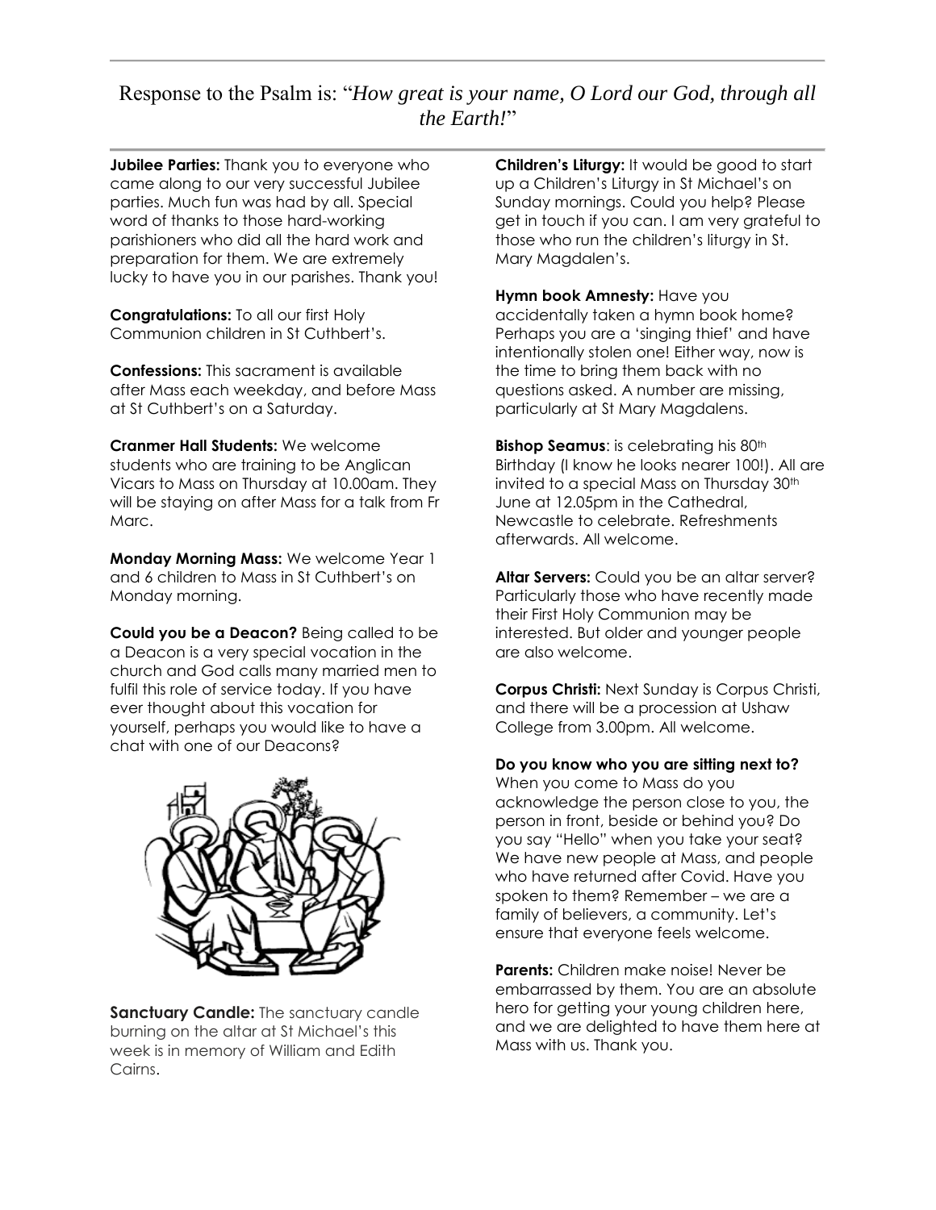Response to the Psalm is: "*How great is your name, O Lord our God, through all the Earth!*"

**Jubilee Parties:** Thank you to everyone who came along to our very successful Jubilee parties. Much fun was had by all. Special word of thanks to those hard-working parishioners who did all the hard work and preparation for them. We are extremely lucky to have you in our parishes. Thank you!

**Congratulations:** To all our first Holy Communion children in St Cuthbert's.

**Confessions:** This sacrament is available after Mass each weekday, and before Mass at St Cuthbert's on a Saturday.

**Cranmer Hall Students:** We welcome students who are training to be Anglican Vicars to Mass on Thursday at 10.00am. They will be staying on after Mass for a talk from Fr Marc.

**Monday Morning Mass:** We welcome Year 1 and 6 children to Mass in St Cuthbert's on Monday morning.

**Could you be a Deacon?** Being called to be a Deacon is a very special vocation in the church and God calls many married men to fulfil this role of service today. If you have ever thought about this vocation for yourself, perhaps you would like to have a chat with one of our Deacons?

**Sanctuary Candle:** The sanctuary candle burning on the altar at St Michael's this week is in memory of William and Edith Cairns.

**Children's Liturgy:** It would be good to start up a Children's Liturgy in St Michael's on Sunday mornings. Could you help? Please get in touch if you can. I am very grateful to those who run the children's liturgy in St. Mary Magdalen's.

**Hymn book Amnesty:** Have you accidentally taken a hymn book home? Perhaps you are a 'singing thief' and have intentionally stolen one! Either way, now is the time to bring them back with no questions asked. A number are missing, particularly at St Mary Magdalens.

**Bishop Seamus**: is celebrating his 80th Birthday (I know he looks nearer 100!). All are invited to a special Mass on Thursday 30th June at 12.05pm in the Cathedral, Newcastle to celebrate. Refreshments afterwards. All welcome.

**Altar Servers:** Could you be an altar server? Particularly those who have recently made their First Holy Communion may be interested. But older and younger people are also welcome.

**Corpus Christi:** Next Sunday is Corpus Christi, and there will be a procession at Ushaw College from 3.00pm. All welcome.

**Do you know who you are sitting next to?** When you come to Mass do you acknowledge the person close to you, the person in front, beside or behind you? Do you say "Hello" when you take your seat? We have new people at Mass, and people who have returned after Covid. Have you spoken to them? Remember – we are a family of believers, a community. Let's ensure that everyone feels welcome.

**Parents:** Children make noise! Never be embarrassed by them. You are an absolute hero for getting your young children here, and we are delighted to have them here at Mass with us. Thank you.